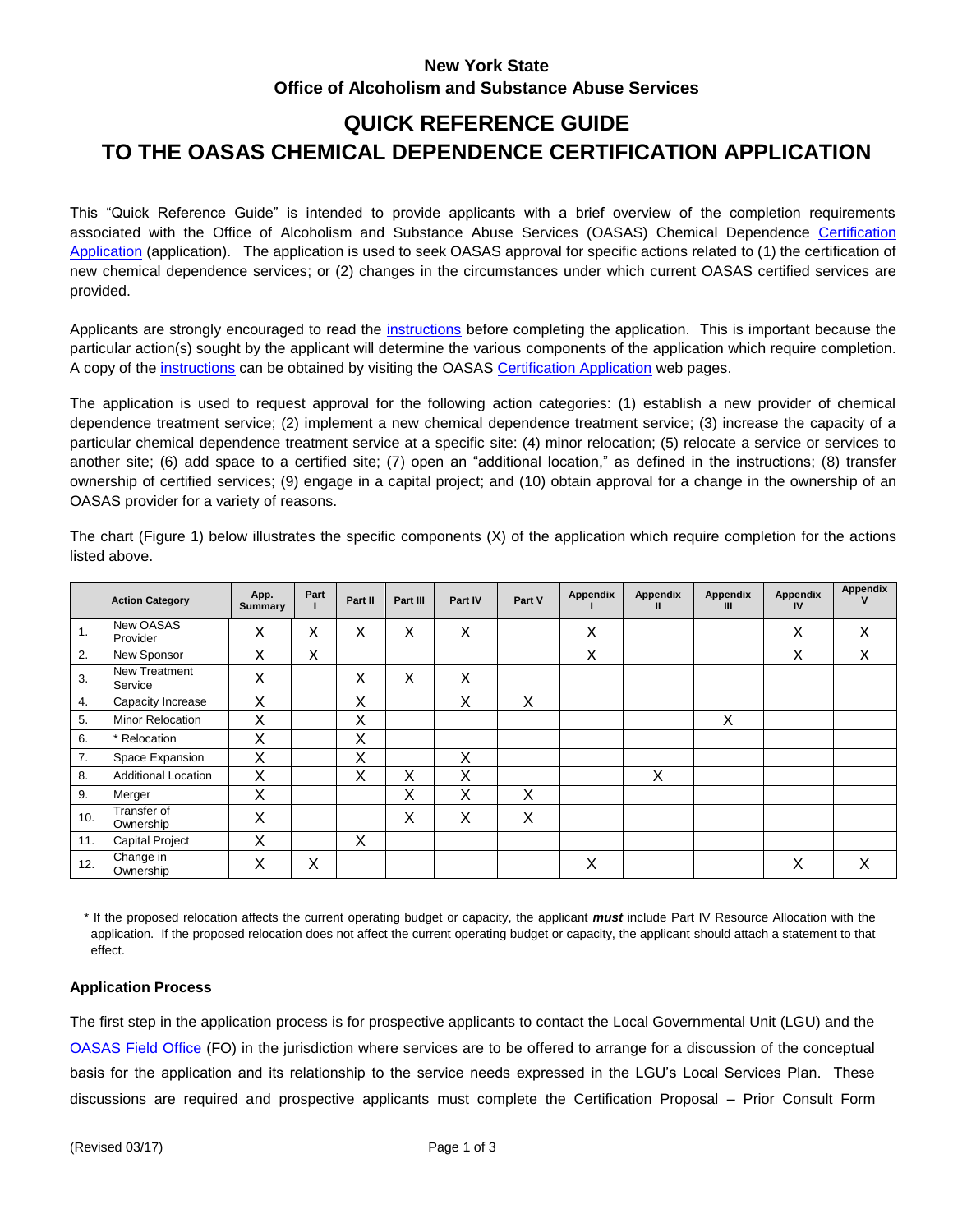**New York State**
**Office of Alcoholism and Substance Abuse Services**

# QUICK REFERENCE GUIDE
# TO THE OASAS CHEMICAL DEPENDENCE CERTIFICATION APPLICATION

This "Quick Reference Guide" is intended to provide applicants with a brief overview of the completion requirements associated with the Office of Alcoholism and Substance Abuse Services (OASAS) Chemical Dependence Certification Application (application). The application is used to seek OASAS approval for specific actions related to (1) the certification of new chemical dependence services; or (2) changes in the circumstances under which current OASAS certified services are provided.

Applicants are strongly encouraged to read the instructions before completing the application. This is important because the particular action(s) sought by the applicant will determine the various components of the application which require completion. A copy of the instructions can be obtained by visiting the OASAS Certification Application web pages.

The application is used to request approval for the following action categories: (1) establish a new provider of chemical dependence treatment service; (2) implement a new chemical dependence treatment service; (3) increase the capacity of a particular chemical dependence treatment service at a specific site: (4) minor relocation; (5) relocate a service or services to another site; (6) add space to a certified site; (7) open an "additional location," as defined in the instructions; (8) transfer ownership of certified services; (9) engage in a capital project; and (10) obtain approval for a change in the ownership of an OASAS provider for a variety of reasons.

The chart (Figure 1) below illustrates the specific components (X) of the application which require completion for the actions listed above.

| | Action Category | App. Summary | Part I | Part II | Part III | Part IV | Part V | Appendix I | Appendix II | Appendix III | Appendix IV | Appendix V |
|---|---|---|---|---|---|---|---|---|---|---|---|---|
| 1. | New OASAS Provider | X | X | X | X | X | | X | | | X | X |
| 2. | New Sponsor | X | X | | | | | X | | | X | X |
| 3. | New Treatment Service | X | | X | X | X | | | | | | |
| 4. | Capacity Increase | X | | X | | X | X | | | | | |
| 5. | Minor Relocation | X | | X | | | | | | X | | |
| 6. | * Relocation | X | | X | | | | | | | | |
| 7. | Space Expansion | X | | X | | X | | | | | | |
| 8. | Additional Location | X | | X | X | X | | | X | | | |
| 9. | Merger | X | | | X | X | X | | | | | |
| 10. | Transfer of Ownership | X | | | X | X | X | | | | | |
| 11. | Capital Project | X | | X | | | | | | | | |
| 12. | Change in Ownership | X | X | | | | | X | | | X | X |

\* If the proposed relocation affects the current operating budget or capacity, the applicant ***must*** include Part IV Resource Allocation with the application. If the proposed relocation does not affect the current operating budget or capacity, the applicant should attach a statement to that effect.

**Application Process**

The first step in the application process is for prospective applicants to contact the Local Governmental Unit (LGU) and the OASAS Field Office (FO) in the jurisdiction where services are to be offered to arrange for a discussion of the conceptual basis for the application and its relationship to the service needs expressed in the LGU's Local Services Plan. These discussions are required and prospective applicants must complete the Certification Proposal – Prior Consult Form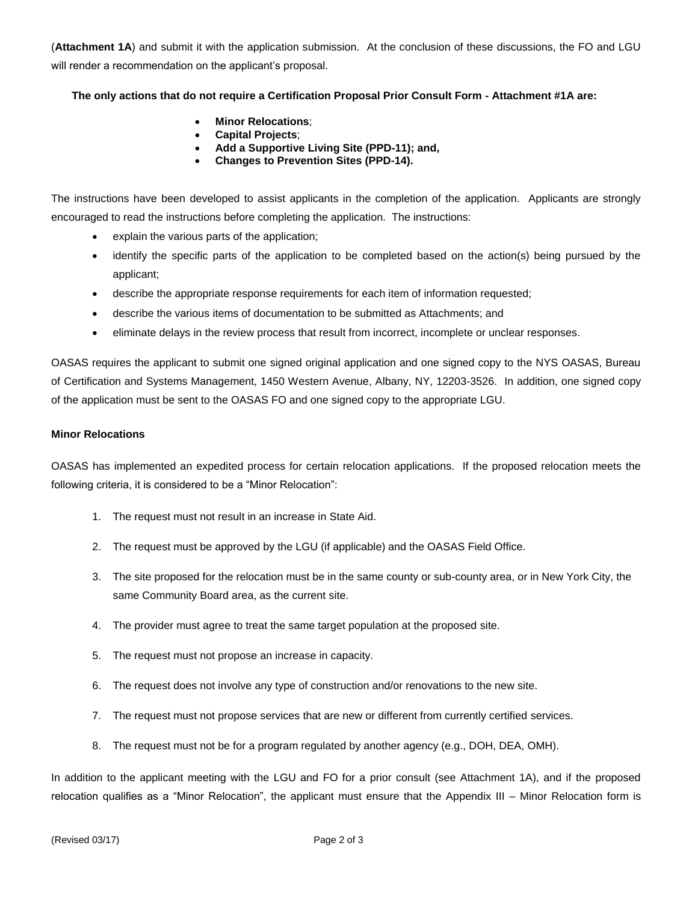(**Attachment 1A**) and submit it with the application submission. At the conclusion of these discussions, the FO and LGU will render a recommendation on the applicant's proposal.

**The only actions that do not require a Certification Proposal Prior Consult Form - Attachment #1A are:**

- **Minor Relocations**;
- **Capital Projects**;
- **Add a Supportive Living Site (PPD-11); and,**
- **Changes to Prevention Sites (PPD-14).**

The instructions have been developed to assist applicants in the completion of the application. Applicants are strongly encouraged to read the instructions before completing the application. The instructions:

- explain the various parts of the application;
- identify the specific parts of the application to be completed based on the action(s) being pursued by the applicant;
- describe the appropriate response requirements for each item of information requested;
- describe the various items of documentation to be submitted as Attachments; and
- eliminate delays in the review process that result from incorrect, incomplete or unclear responses.

OASAS requires the applicant to submit one signed original application and one signed copy to the NYS OASAS, Bureau of Certification and Systems Management, 1450 Western Avenue, Albany, NY, 12203-3526. In addition, one signed copy of the application must be sent to the OASAS FO and one signed copy to the appropriate LGU.

**Minor Relocations**

OASAS has implemented an expedited process for certain relocation applications. If the proposed relocation meets the following criteria, it is considered to be a "Minor Relocation":

1. The request must not result in an increase in State Aid.
2. The request must be approved by the LGU (if applicable) and the OASAS Field Office.
3. The site proposed for the relocation must be in the same county or sub-county area, or in New York City, the same Community Board area, as the current site.
4. The provider must agree to treat the same target population at the proposed site.
5. The request must not propose an increase in capacity.
6. The request does not involve any type of construction and/or renovations to the new site.
7. The request must not propose services that are new or different from currently certified services.
8. The request must not be for a program regulated by another agency (e.g., DOH, DEA, OMH).

In addition to the applicant meeting with the LGU and FO for a prior consult (see Attachment 1A), and if the proposed relocation qualifies as a "Minor Relocation", the applicant must ensure that the Appendix III – Minor Relocation form is

(Revised 03/17)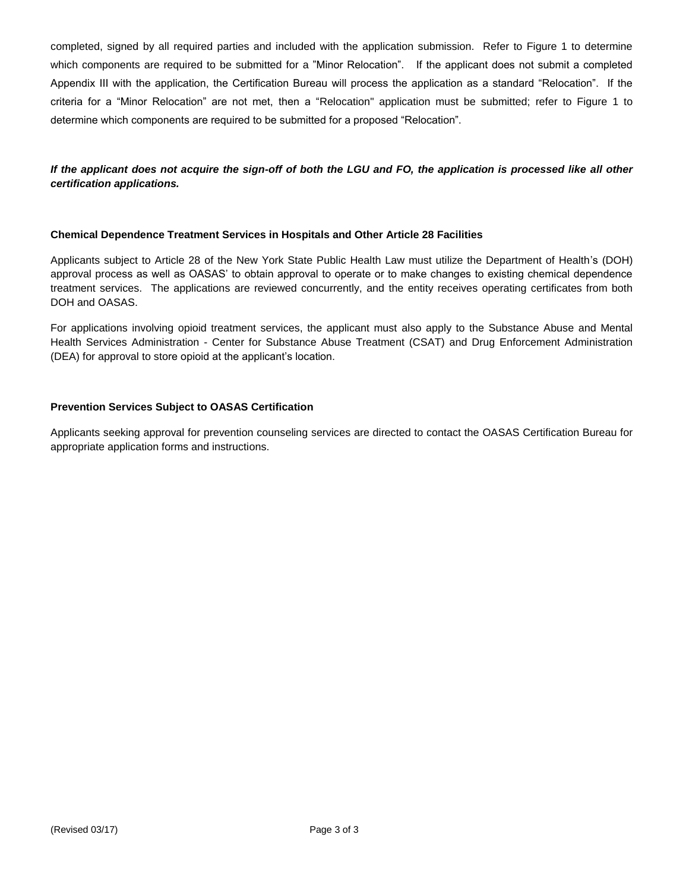completed, signed by all required parties and included with the application submission. Refer to Figure 1 to determine which components are required to be submitted for a "Minor Relocation". If the applicant does not submit a completed Appendix III with the application, the Certification Bureau will process the application as a standard "Relocation". If the criteria for a "Minor Relocation" are not met, then a "Relocation" application must be submitted; refer to Figure 1 to determine which components are required to be submitted for a proposed "Relocation".

***If the applicant does not acquire the sign-off of both the LGU and FO, the application is processed like all other certification applications.***

**Chemical Dependence Treatment Services in Hospitals and Other Article 28 Facilities**

Applicants subject to Article 28 of the New York State Public Health Law must utilize the Department of Health's (DOH) approval process as well as OASAS' to obtain approval to operate or to make changes to existing chemical dependence treatment services. The applications are reviewed concurrently, and the entity receives operating certificates from both DOH and OASAS.

For applications involving opioid treatment services, the applicant must also apply to the Substance Abuse and Mental Health Services Administration - Center for Substance Abuse Treatment (CSAT) and Drug Enforcement Administration (DEA) for approval to store opioid at the applicant's location.

**Prevention Services Subject to OASAS Certification**

Applicants seeking approval for prevention counseling services are directed to contact the OASAS Certification Bureau for appropriate application forms and instructions.

(Revised 03/17)